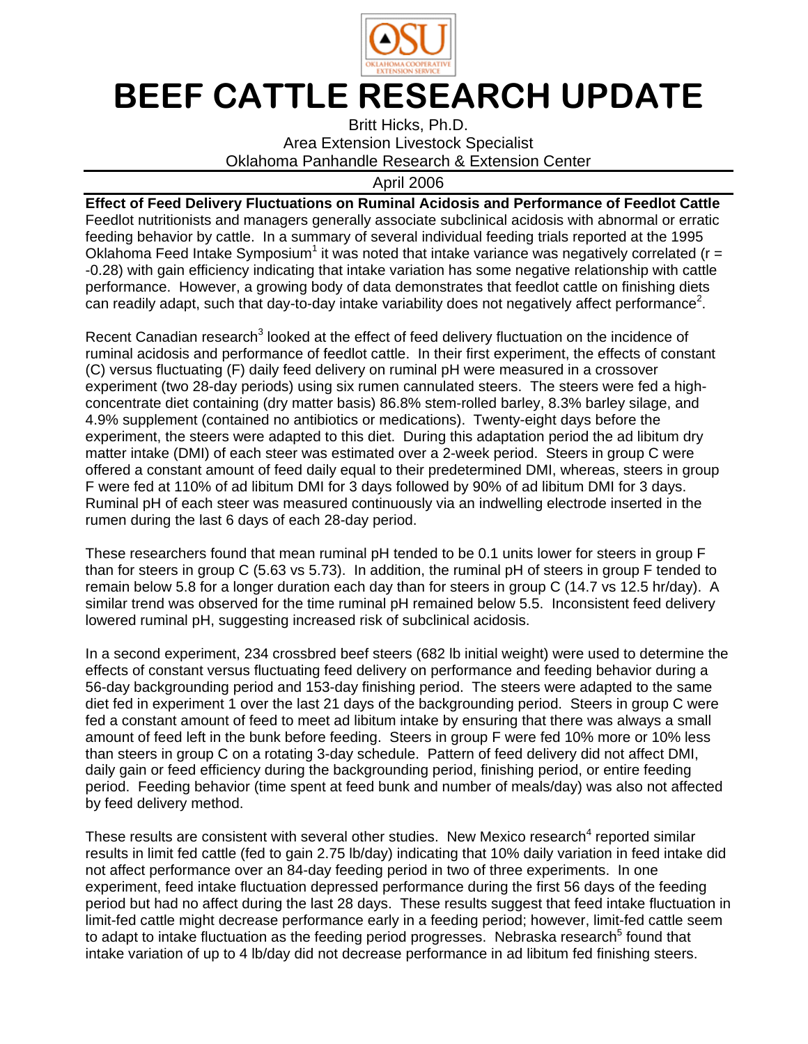# BEEF CATTLE RESEARCH UPDATE

Britt Hicks, Ph.D.
Area Extension Livestock Specialist
Oklahoma Panhandle Research & Extension Center

April 2006

**Effect of Feed Delivery Fluctuations on Ruminal Acidosis and Performance of Feedlot Cattle**

Feedlot nutritionists and managers generally associate subclinical acidosis with abnormal or erratic feeding behavior by cattle. In a summary of several individual feeding trials reported at the 1995 Oklahoma Feed Intake Symposium[1] it was noted that intake variance was negatively correlated ($r = -0.28$) with gain efficiency indicating that intake variation has some negative relationship with cattle performance. However, a growing body of data demonstrates that feedlot cattle on finishing diets can readily adapt, such that day-to-day intake variability does not negatively affect performance[2].

Recent Canadian research[3] looked at the effect of feed delivery fluctuation on the incidence of ruminal acidosis and performance of feedlot cattle. In their first experiment, the effects of constant (C) versus fluctuating (F) daily feed delivery on ruminal pH were measured in a crossover experiment (two 28-day periods) using six rumen cannulated steers. The steers were fed a high-concentrate diet containing (dry matter basis) 86.8% stem-rolled barley, 8.3% barley silage, and 4.9% supplement (contained no antibiotics or medications). Twenty-eight days before the experiment, the steers were adapted to this diet. During this adaptation period the ad libitum dry matter intake (DMI) of each steer was estimated over a 2-week period. Steers in group C were offered a constant amount of feed daily equal to their predetermined DMI, whereas, steers in group F were fed at 110% of ad libitum DMI for 3 days followed by 90% of ad libitum DMI for 3 days. Ruminal pH of each steer was measured continuously via an indwelling electrode inserted in the rumen during the last 6 days of each 28-day period.

These researchers found that mean ruminal pH tended to be 0.1 units lower for steers in group F than for steers in group C (5.63 vs 5.73). In addition, the ruminal pH of steers in group F tended to remain below 5.8 for a longer duration each day than for steers in group C (14.7 vs 12.5 hr/day). A similar trend was observed for the time ruminal pH remained below 5.5. Inconsistent feed delivery lowered ruminal pH, suggesting increased risk of subclinical acidosis.

In a second experiment, 234 crossbred beef steers (682 lb initial weight) were used to determine the effects of constant versus fluctuating feed delivery on performance and feeding behavior during a 56-day backgrounding period and 153-day finishing period. The steers were adapted to the same diet fed in experiment 1 over the last 21 days of the backgrounding period. Steers in group C were fed a constant amount of feed to meet ad libitum intake by ensuring that there was always a small amount of feed left in the bunk before feeding. Steers in group F were fed 10% more or 10% less than steers in group C on a rotating 3-day schedule. Pattern of feed delivery did not affect DMI, daily gain or feed efficiency during the backgrounding period, finishing period, or entire feeding period. Feeding behavior (time spent at feed bunk and number of meals/day) was also not affected by feed delivery method.

These results are consistent with several other studies. New Mexico research[4] reported similar results in limit fed cattle (fed to gain 2.75 lb/day) indicating that 10% daily variation in feed intake did not affect performance over an 84-day feeding period in two of three experiments. In one experiment, feed intake fluctuation depressed performance during the first 56 days of the feeding period but had no affect during the last 28 days. These results suggest that feed intake fluctuation in limit-fed cattle might decrease performance early in a feeding period; however, limit-fed cattle seem to adapt to intake fluctuation as the feeding period progresses. Nebraska research[5] found that intake variation of up to 4 lb/day did not decrease performance in ad libitum fed finishing steers.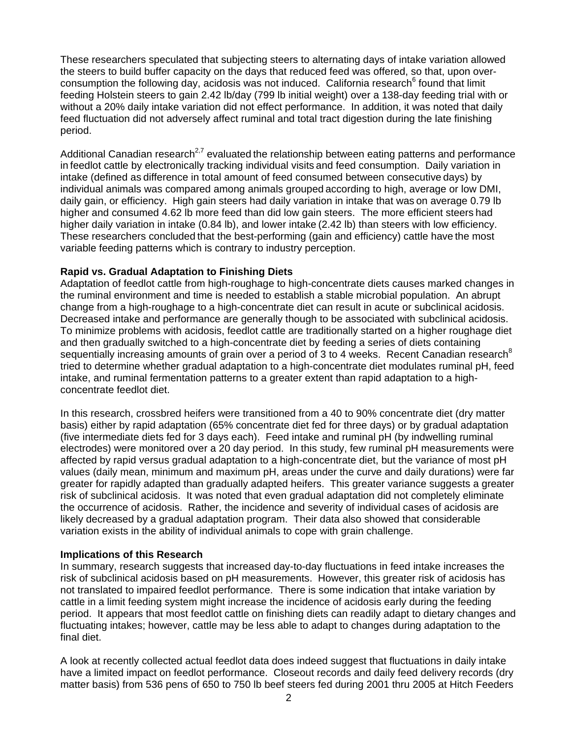These researchers speculated that subjecting steers to alternating days of intake variation allowed the steers to build buffer capacity on the days that reduced feed was offered, so that, upon over-consumption the following day, acidosis was not induced. California research[6] found that limit feeding Holstein steers to gain 2.42 lb/day (799 lb initial weight) over a 138-day feeding trial with or without a 20% daily intake variation did not effect performance. In addition, it was noted that daily feed fluctuation did not adversely affect ruminal and total tract digestion during the late finishing period.

Additional Canadian research[2,7] evaluated the relationship between eating patterns and performance in feedlot cattle by electronically tracking individual visits and feed consumption. Daily variation in intake (defined as difference in total amount of feed consumed between consecutive days) by individual animals was compared among animals grouped according to high, average or low DMI, daily gain, or efficiency. High gain steers had daily variation in intake that was on average 0.79 lb higher and consumed 4.62 lb more feed than did low gain steers. The more efficient steers had higher daily variation in intake (0.84 lb), and lower intake (2.42 lb) than steers with low efficiency. These researchers concluded that the best-performing (gain and efficiency) cattle have the most variable feeding patterns which is contrary to industry perception.

**Rapid vs. Gradual Adaptation to Finishing Diets**

Adaptation of feedlot cattle from high-roughage to high-concentrate diets causes marked changes in the ruminal environment and time is needed to establish a stable microbial population. An abrupt change from a high-roughage to a high-concentrate diet can result in acute or subclinical acidosis. Decreased intake and performance are generally though to be associated with subclinical acidosis. To minimize problems with acidosis, feedlot cattle are traditionally started on a higher roughage diet and then gradually switched to a high-concentrate diet by feeding a series of diets containing sequentially increasing amounts of grain over a period of 3 to 4 weeks. Recent Canadian research[8] tried to determine whether gradual adaptation to a high-concentrate diet modulates ruminal pH, feed intake, and ruminal fermentation patterns to a greater extent than rapid adaptation to a high-concentrate feedlot diet.

In this research, crossbred heifers were transitioned from a 40 to 90% concentrate diet (dry matter basis) either by rapid adaptation (65% concentrate diet fed for three days) or by gradual adaptation (five intermediate diets fed for 3 days each). Feed intake and ruminal pH (by indwelling ruminal electrodes) were monitored over a 20 day period. In this study, few ruminal pH measurements were affected by rapid versus gradual adaptation to a high-concentrate diet, but the variance of most pH values (daily mean, minimum and maximum pH, areas under the curve and daily durations) were far greater for rapidly adapted than gradually adapted heifers. This greater variance suggests a greater risk of subclinical acidosis. It was noted that even gradual adaptation did not completely eliminate the occurrence of acidosis. Rather, the incidence and severity of individual cases of acidosis are likely decreased by a gradual adaptation program. Their data also showed that considerable variation exists in the ability of individual animals to cope with grain challenge.

**Implications of this Research**

In summary, research suggests that increased day-to-day fluctuations in feed intake increases the risk of subclinical acidosis based on pH measurements. However, this greater risk of acidosis has not translated to impaired feedlot performance. There is some indication that intake variation by cattle in a limit feeding system might increase the incidence of acidosis early during the feeding period. It appears that most feedlot cattle on finishing diets can readily adapt to dietary changes and fluctuating intakes; however, cattle may be less able to adapt to changes during adaptation to the final diet.

A look at recently collected actual feedlot data does indeed suggest that fluctuations in daily intake have a limited impact on feedlot performance. Closeout records and daily feed delivery records (dry matter basis) from 536 pens of 650 to 750 lb beef steers fed during 2001 thru 2005 at Hitch Feeders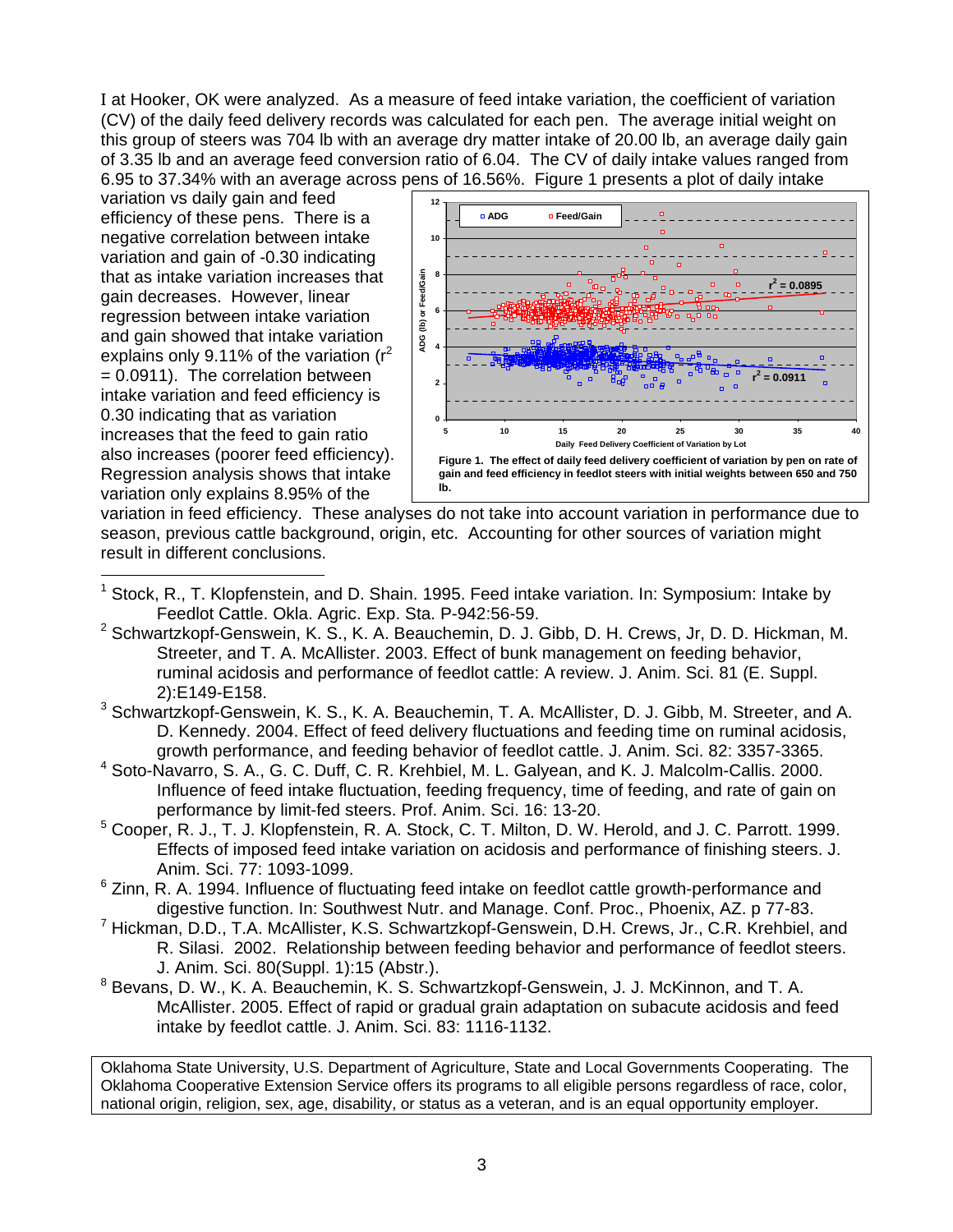I at Hooker, OK were analyzed. As a measure of feed intake variation, the coefficient of variation (CV) of the daily feed delivery records was calculated for each pen. The average initial weight on this group of steers was 704 lb with an average dry matter intake of 20.00 lb, an average daily gain of 3.35 lb and an average feed conversion ratio of 6.04. The CV of daily intake values ranged from 6.95 to 37.34% with an average across pens of 16.56%. Figure 1 presents a plot of daily intake variation vs daily gain and feed efficiency of these pens. There is a negative correlation between intake variation and gain of -0.30 indicating that as intake variation increases that gain decreases. However, linear regression between intake variation and gain showed that intake variation explains only 9.11% of the variation ($r^2$ = 0.0911). The correlation between intake variation and feed efficiency is 0.30 indicating that as variation increases that the feed to gain ratio also increases (poorer feed efficiency). Regression analysis shows that intake variation only explains 8.95% of the variation in feed efficiency. These analyses do not take into account variation in performance due to season, previous cattle background, origin, etc. Accounting for other sources of variation might result in different conclusions.

ADG
Feed/Gain
ADG (lb) or Feed/Gain
$r^2$ = 0.0895
$r^2$ = 0.0911
Daily Feed Delivery Coefficient of Variation by Lot

Figure 1. The effect of daily feed delivery coefficient of variation by pen on rate of gain and feed efficiency in feedlot steers with initial weights between 650 and 750 lb.

---

[1] Stock, R., T. Klopfenstein, and D. Shain. 1995. Feed intake variation. In: Symposium: Intake by Feedlot Cattle. Okla. Agric. Exp. Sta. P-942:56-59.

[2] Schwartzkopf-Genswein, K. S., K. A. Beauchemin, D. J. Gibb, D. H. Crews, Jr, D. D. Hickman, M. Streeter, and T. A. McAllister. 2003. Effect of bunk management on feeding behavior, ruminal acidosis and performance of feedlot cattle: A review. J. Anim. Sci. 81 (E. Suppl. 2):E149-E158.

[3] Schwartzkopf-Genswein, K. S., K. A. Beauchemin, T. A. McAllister, D. J. Gibb, M. Streeter, and A. D. Kennedy. 2004. Effect of feed delivery fluctuations and feeding time on ruminal acidosis, growth performance, and feeding behavior of feedlot cattle. J. Anim. Sci. 82: 3357-3365.

[4] Soto-Navarro, S. A., G. C. Duff, C. R. Krehbiel, M. L. Galyean, and K. J. Malcolm-Callis. 2000. Influence of feed intake fluctuation, feeding frequency, time of feeding, and rate of gain on performance by limit-fed steers. Prof. Anim. Sci. 16: 13-20.

[5] Cooper, R. J., T. J. Klopfenstein, R. A. Stock, C. T. Milton, D. W. Herold, and J. C. Parrott. 1999. Effects of imposed feed intake variation on acidosis and performance of finishing steers. J. Anim. Sci. 77: 1093-1099.

[6] Zinn, R. A. 1994. Influence of fluctuating feed intake on feedlot cattle growth-performance and digestive function. In: Southwest Nutr. and Manage. Conf. Proc., Phoenix, AZ. p 77-83.

[7] Hickman, D.D., T.A. McAllister, K.S. Schwartzkopf-Genswein, D.H. Crews, Jr., C.R. Krehbiel, and R. Silasi. 2002. Relationship between feeding behavior and performance of feedlot steers. J. Anim. Sci. 80(Suppl. 1):15 (Abstr.).

[8] Bevans, D. W., K. A. Beauchemin, K. S. Schwartzkopf-Genswein, J. J. McKinnon, and T. A. McAllister. 2005. Effect of rapid or gradual grain adaptation on subacute acidosis and feed intake by feedlot cattle. J. Anim. Sci. 83: 1116-1132.

Oklahoma State University, U.S. Department of Agriculture, State and Local Governments Cooperating. The Oklahoma Cooperative Extension Service offers its programs to all eligible persons regardless of race, color, national origin, religion, sex, age, disability, or status as a veteran, and is an equal opportunity employer.